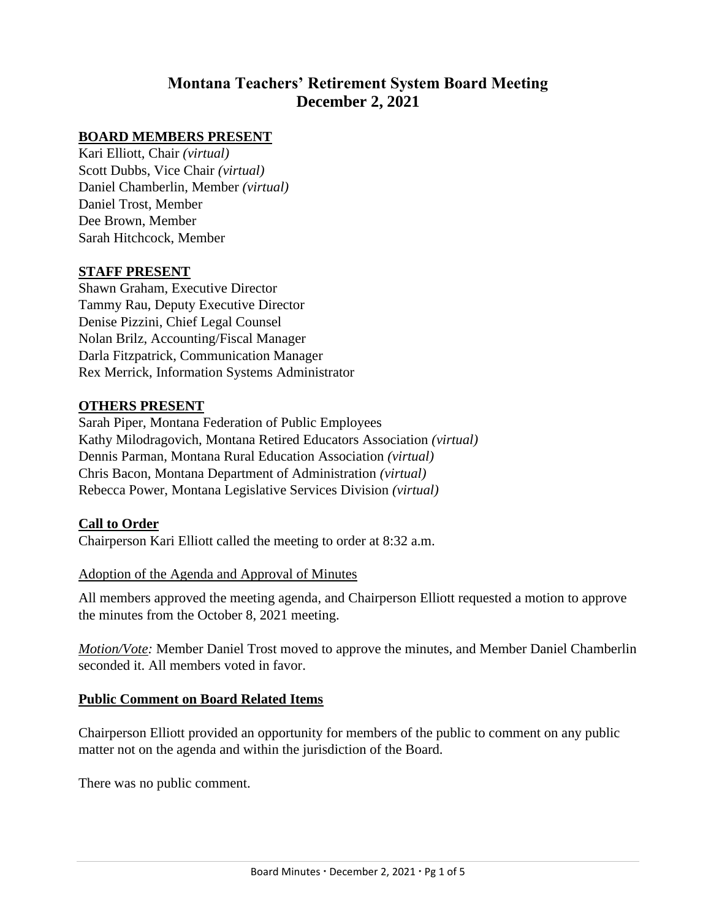# Montana Teachers' Retirement System Board Meeting
# December 2, 2021

## BOARD MEMBERS PRESENT

Kari Elliott, Chair *(virtual)*
Scott Dubbs, Vice Chair *(virtual)*
Daniel Chamberlin, Member *(virtual)*
Daniel Trost, Member
Dee Brown, Member
Sarah Hitchcock, Member

## STAFF PRESENT

Shawn Graham, Executive Director
Tammy Rau, Deputy Executive Director
Denise Pizzini, Chief Legal Counsel
Nolan Brilz, Accounting/Fiscal Manager
Darla Fitzpatrick, Communication Manager
Rex Merrick, Information Systems Administrator

## OTHERS PRESENT

Sarah Piper, Montana Federation of Public Employees
Kathy Milodragovich, Montana Retired Educators Association *(virtual)*
Dennis Parman, Montana Rural Education Association *(virtual)*
Chris Bacon, Montana Department of Administration *(virtual)*
Rebecca Power, Montana Legislative Services Division *(virtual)*

## Call to Order

Chairperson Kari Elliott called the meeting to order at 8:32 a.m.

### Adoption of the Agenda and Approval of Minutes

All members approved the meeting agenda, and Chairperson Elliott requested a motion to approve the minutes from the October 8, 2021 meeting.

*Motion/Vote:* Member Daniel Trost moved to approve the minutes, and Member Daniel Chamberlin seconded it. All members voted in favor.

## Public Comment on Board Related Items

Chairperson Elliott provided an opportunity for members of the public to comment on any public matter not on the agenda and within the jurisdiction of the Board.

There was no public comment.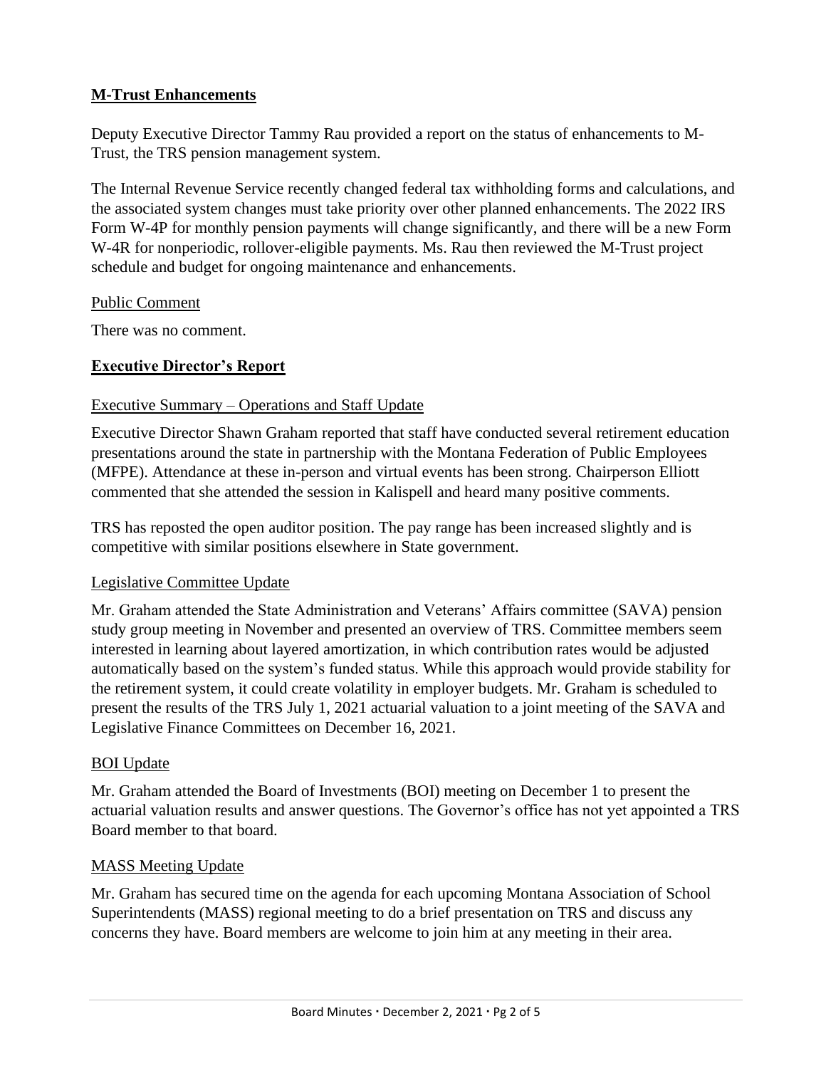## **M-Trust Enhancements**

Deputy Executive Director Tammy Rau provided a report on the status of enhancements to M-Trust, the TRS pension management system.

The Internal Revenue Service recently changed federal tax withholding forms and calculations, and the associated system changes must take priority over other planned enhancements. The 2022 IRS Form W-4P for monthly pension payments will change significantly, and there will be a new Form W-4R for nonperiodic, rollover-eligible payments. Ms. Rau then reviewed the M-Trust project schedule and budget for ongoing maintenance and enhancements.

### Public Comment

There was no comment.

## **Executive Director's Report**

### Executive Summary – Operations and Staff Update

Executive Director Shawn Graham reported that staff have conducted several retirement education presentations around the state in partnership with the Montana Federation of Public Employees (MFPE). Attendance at these in-person and virtual events has been strong. Chairperson Elliott commented that she attended the session in Kalispell and heard many positive comments.

TRS has reposted the open auditor position. The pay range has been increased slightly and is competitive with similar positions elsewhere in State government.

### Legislative Committee Update

Mr. Graham attended the State Administration and Veterans' Affairs committee (SAVA) pension study group meeting in November and presented an overview of TRS. Committee members seem interested in learning about layered amortization, in which contribution rates would be adjusted automatically based on the system's funded status. While this approach would provide stability for the retirement system, it could create volatility in employer budgets. Mr. Graham is scheduled to present the results of the TRS July 1, 2021 actuarial valuation to a joint meeting of the SAVA and Legislative Finance Committees on December 16, 2021.

### BOI Update

Mr. Graham attended the Board of Investments (BOI) meeting on December 1 to present the actuarial valuation results and answer questions. The Governor's office has not yet appointed a TRS Board member to that board.

### MASS Meeting Update

Mr. Graham has secured time on the agenda for each upcoming Montana Association of School Superintendents (MASS) regional meeting to do a brief presentation on TRS and discuss any concerns they have. Board members are welcome to join him at any meeting in their area.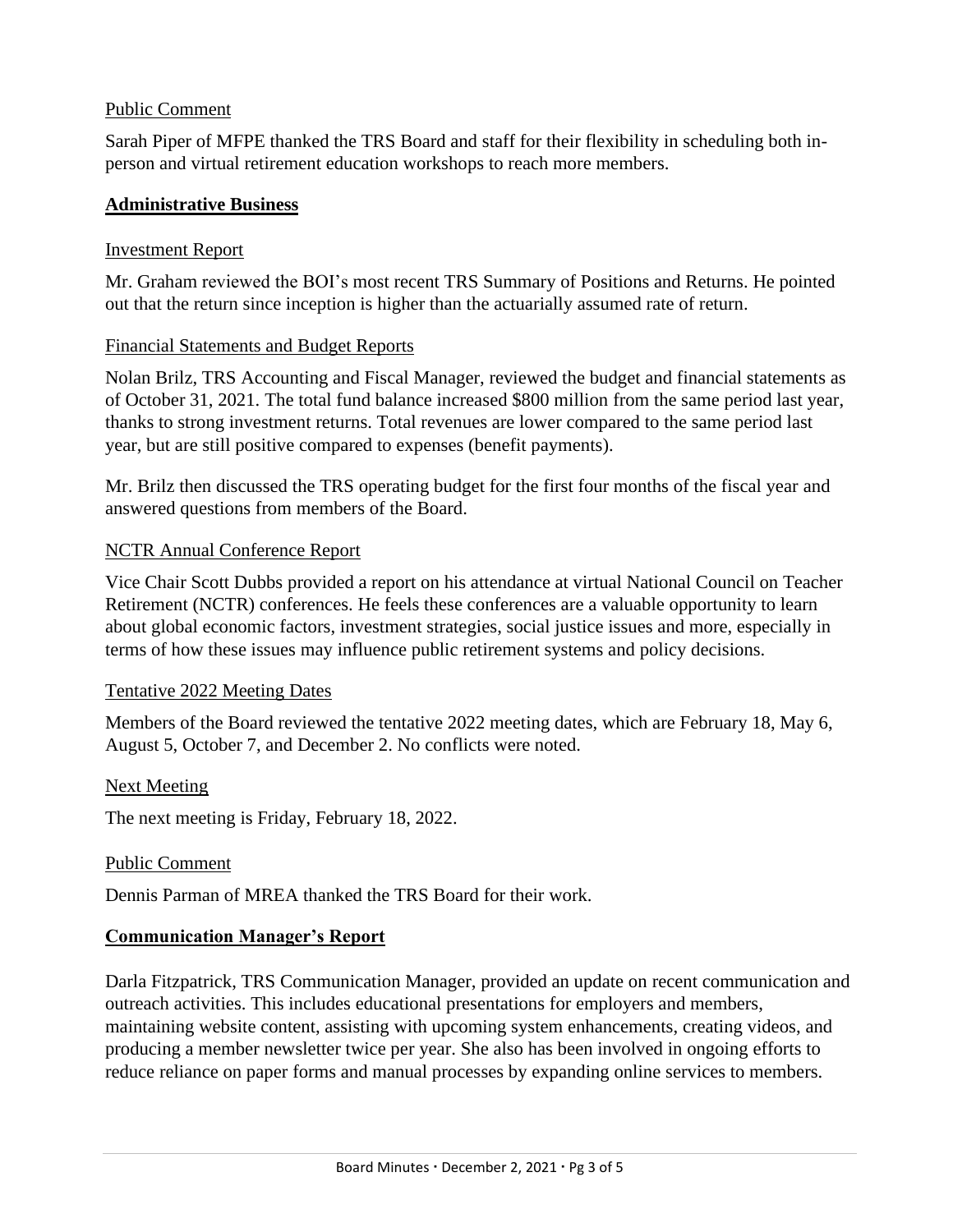Public Comment

Sarah Piper of MFPE thanked the TRS Board and staff for their flexibility in scheduling both in-person and virtual retirement education workshops to reach more members.

## Administrative Business

Investment Report

Mr. Graham reviewed the BOI's most recent TRS Summary of Positions and Returns. He pointed out that the return since inception is higher than the actuarially assumed rate of return.

Financial Statements and Budget Reports

Nolan Brilz, TRS Accounting and Fiscal Manager, reviewed the budget and financial statements as of October 31, 2021. The total fund balance increased $800 million from the same period last year, thanks to strong investment returns. Total revenues are lower compared to the same period last year, but are still positive compared to expenses (benefit payments).

Mr. Brilz then discussed the TRS operating budget for the first four months of the fiscal year and answered questions from members of the Board.

NCTR Annual Conference Report

Vice Chair Scott Dubbs provided a report on his attendance at virtual National Council on Teacher Retirement (NCTR) conferences. He feels these conferences are a valuable opportunity to learn about global economic factors, investment strategies, social justice issues and more, especially in terms of how these issues may influence public retirement systems and policy decisions.

Tentative 2022 Meeting Dates

Members of the Board reviewed the tentative 2022 meeting dates, which are February 18, May 6, August 5, October 7, and December 2. No conflicts were noted.

Next Meeting

The next meeting is Friday, February 18, 2022.

Public Comment

Dennis Parman of MREA thanked the TRS Board for their work.

## Communication Manager's Report

Darla Fitzpatrick, TRS Communication Manager, provided an update on recent communication and outreach activities. This includes educational presentations for employers and members, maintaining website content, assisting with upcoming system enhancements, creating videos, and producing a member newsletter twice per year. She also has been involved in ongoing efforts to reduce reliance on paper forms and manual processes by expanding online services to members.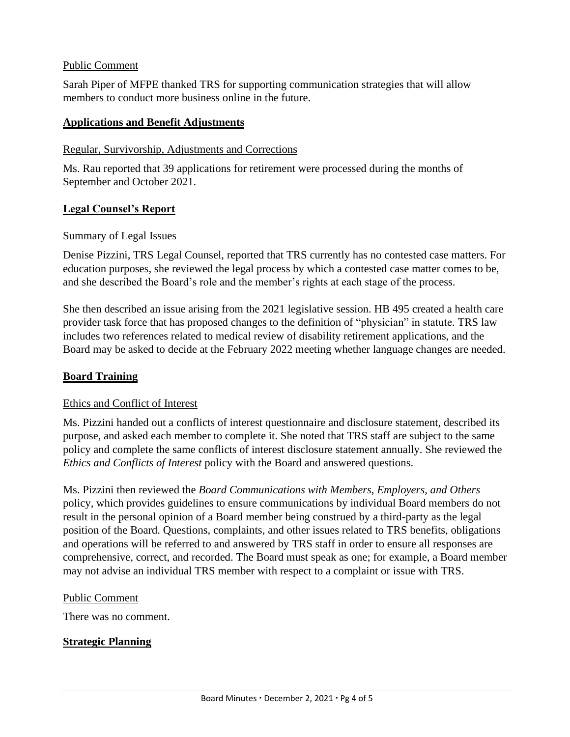Public Comment

Sarah Piper of MFPE thanked TRS for supporting communication strategies that will allow members to conduct more business online in the future.

## **Applications and Benefit Adjustments**

Regular, Survivorship, Adjustments and Corrections

Ms. Rau reported that 39 applications for retirement were processed during the months of September and October 2021.

## **Legal Counsel's Report**

Summary of Legal Issues

Denise Pizzini, TRS Legal Counsel, reported that TRS currently has no contested case matters. For education purposes, she reviewed the legal process by which a contested case matter comes to be, and she described the Board's role and the member's rights at each stage of the process.

She then described an issue arising from the 2021 legislative session. HB 495 created a health care provider task force that has proposed changes to the definition of "physician" in statute. TRS law includes two references related to medical review of disability retirement applications, and the Board may be asked to decide at the February 2022 meeting whether language changes are needed.

## **Board Training**

Ethics and Conflict of Interest

Ms. Pizzini handed out a conflicts of interest questionnaire and disclosure statement, described its purpose, and asked each member to complete it. She noted that TRS staff are subject to the same policy and complete the same conflicts of interest disclosure statement annually. She reviewed the *Ethics and Conflicts of Interest* policy with the Board and answered questions.

Ms. Pizzini then reviewed the *Board Communications with Members, Employers, and Others* policy, which provides guidelines to ensure communications by individual Board members do not result in the personal opinion of a Board member being construed by a third-party as the legal position of the Board. Questions, complaints, and other issues related to TRS benefits, obligations and operations will be referred to and answered by TRS staff in order to ensure all responses are comprehensive, correct, and recorded. The Board must speak as one; for example, a Board member may not advise an individual TRS member with respect to a complaint or issue with TRS.

Public Comment

There was no comment.

## **Strategic Planning**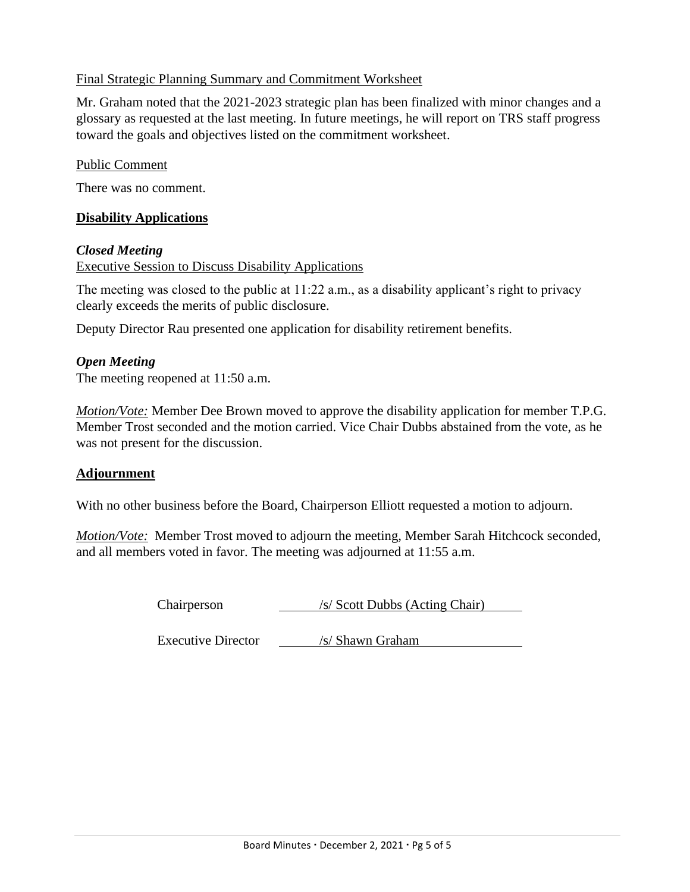Final Strategic Planning Summary and Commitment Worksheet

Mr. Graham noted that the 2021-2023 strategic plan has been finalized with minor changes and a glossary as requested at the last meeting. In future meetings, he will report on TRS staff progress toward the goals and objectives listed on the commitment worksheet.

Public Comment

There was no comment.

## Disability Applications

***Closed Meeting***

Executive Session to Discuss Disability Applications

The meeting was closed to the public at 11:22 a.m., as a disability applicant's right to privacy clearly exceeds the merits of public disclosure.

Deputy Director Rau presented one application for disability retirement benefits.

***Open Meeting***

The meeting reopened at 11:50 a.m.

*Motion/Vote:* Member Dee Brown moved to approve the disability application for member T.P.G. Member Trost seconded and the motion carried. Vice Chair Dubbs abstained from the vote, as he was not present for the discussion.

## Adjournment

With no other business before the Board, Chairperson Elliott requested a motion to adjourn.

*Motion/Vote:* Member Trost moved to adjourn the meeting, Member Sarah Hitchcock seconded, and all members voted in favor. The meeting was adjourned at 11:55 a.m.

Chairperson /s/ Scott Dubbs (Acting Chair)

Executive Director /s/ Shawn Graham